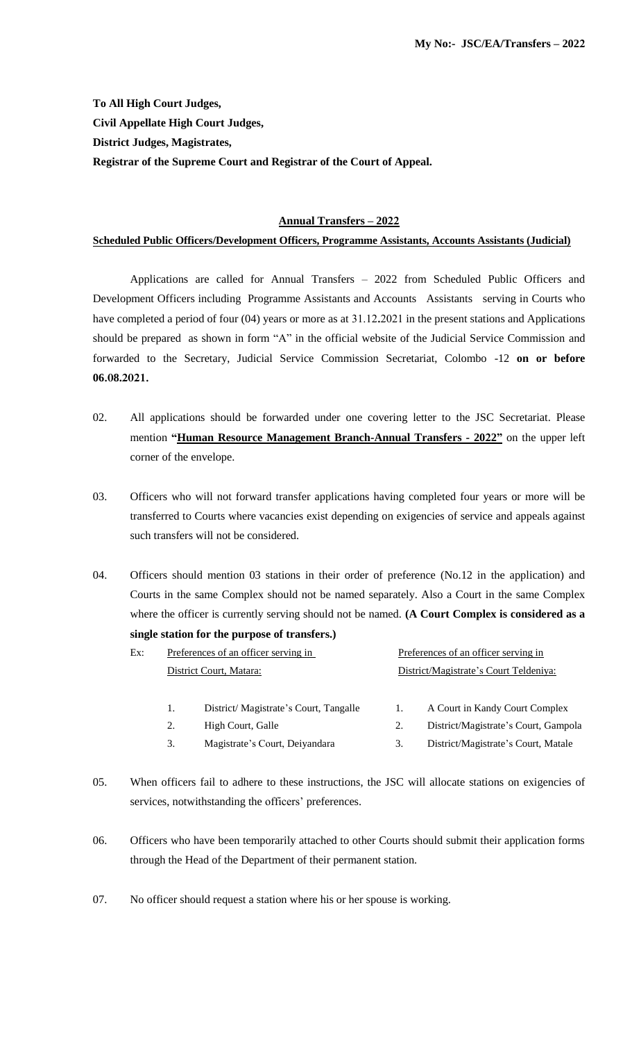**My No:- JSC/EA/Transfers – 2022**

**To All High Court Judges,**
**Civil Appellate High Court Judges,**
**District Judges, Magistrates,**
**Registrar of the Supreme Court and Registrar of the Court of Appeal.**

**Annual Transfers – 2022**

**Scheduled Public Officers/Development Officers, Programme Assistants, Accounts Assistants (Judicial)**

Applications are called for Annual Transfers – 2022 from Scheduled Public Officers and Development Officers including Programme Assistants and Accounts Assistants serving in Courts who have completed a period of four (04) years or more as at 31.12.2021 in the present stations and Applications should be prepared as shown in form "A" in the official website of the Judicial Service Commission and forwarded to the Secretary, Judicial Service Commission Secretariat, Colombo -12 **on or before 06.08.2021.**

02. All applications should be forwarded under one covering letter to the JSC Secretariat. Please mention **"Human Resource Management Branch-Annual Transfers - 2022"** on the upper left corner of the envelope.

03. Officers who will not forward transfer applications having completed four years or more will be transferred to Courts where vacancies exist depending on exigencies of service and appeals against such transfers will not be considered.

04. Officers should mention 03 stations in their order of preference (No.12 in the application) and Courts in the same Complex should not be named separately. Also a Court in the same Complex where the officer is currently serving should not be named. **(A Court Complex is considered as a single station for the purpose of transfers.)**

Ex:

| Preferences of an officer serving in District Court, Matara: | Preferences of an officer serving in District/Magistrate's Court Teldeniya: |
|---|---|
| 1. District/ Magistrate's Court, Tangalle | 1. A Court in Kandy Court Complex |
| 2. High Court, Galle | 2. District/Magistrate's Court, Gampola |
| 3. Magistrate's Court, Deiyandara | 3. District/Magistrate's Court, Matale |

05. When officers fail to adhere to these instructions, the JSC will allocate stations on exigencies of services, notwithstanding the officers' preferences.

06. Officers who have been temporarily attached to other Courts should submit their application forms through the Head of the Department of their permanent station.

07. No officer should request a station where his or her spouse is working.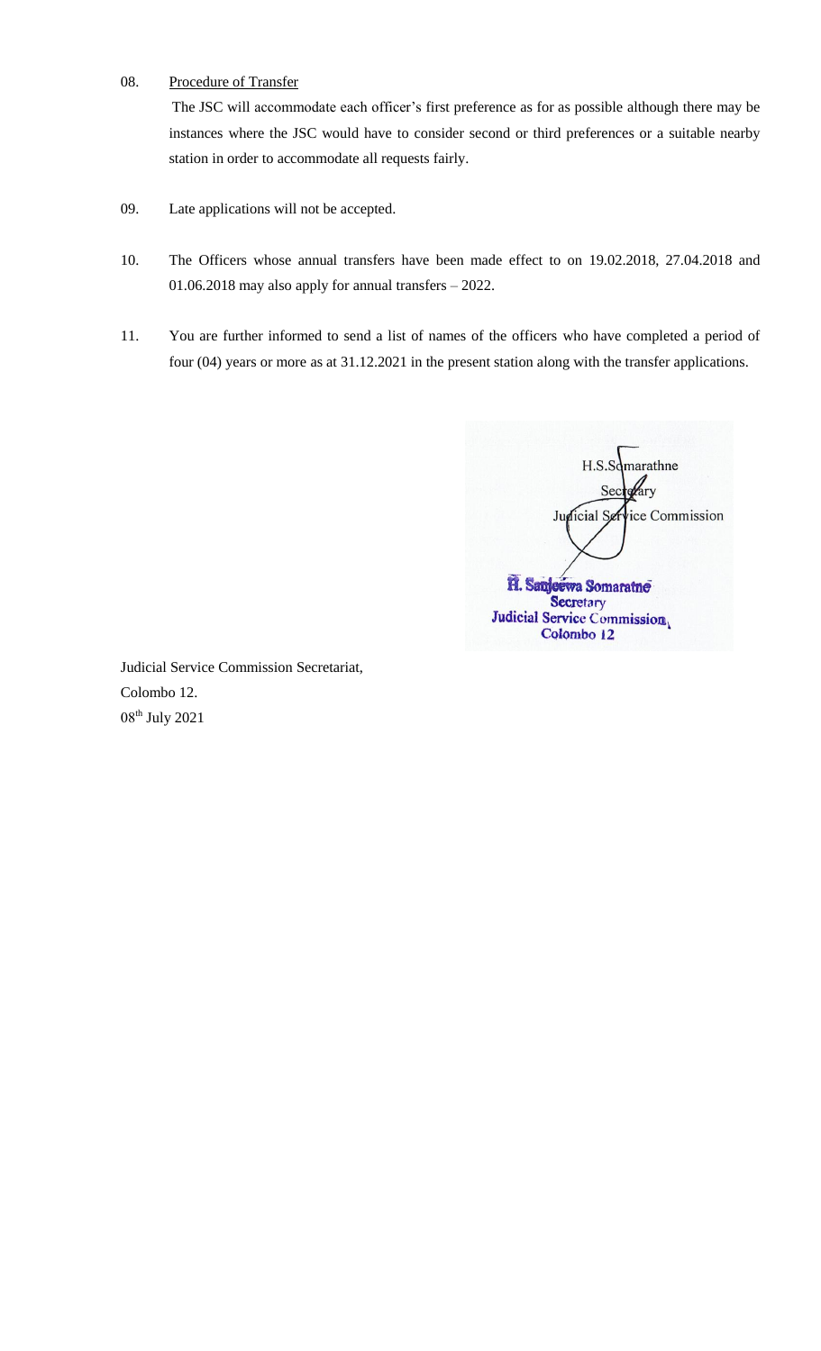08. <u>Procedure of Transfer</u>

The JSC will accommodate each officer's first preference as for as possible although there may be instances where the JSC would have to consider second or third preferences or a suitable nearby station in order to accommodate all requests fairly.

09. Late applications will not be accepted.

10. The Officers whose annual transfers have been made effect to on 19.02.2018, 27.04.2018 and 01.06.2018 may also apply for annual transfers – 2022.

11. You are further informed to send a list of names of the officers who have completed a period of four (04) years or more as at 31.12.2021 in the present station along with the transfer applications.

H.S.Somarathne
Secretary
Judicial Service Commission

H. Sanjeewa Somaratne
Secretary
Judicial Service Commission,
Colombo 12

Judicial Service Commission Secretariat,
Colombo 12.
08th July 2021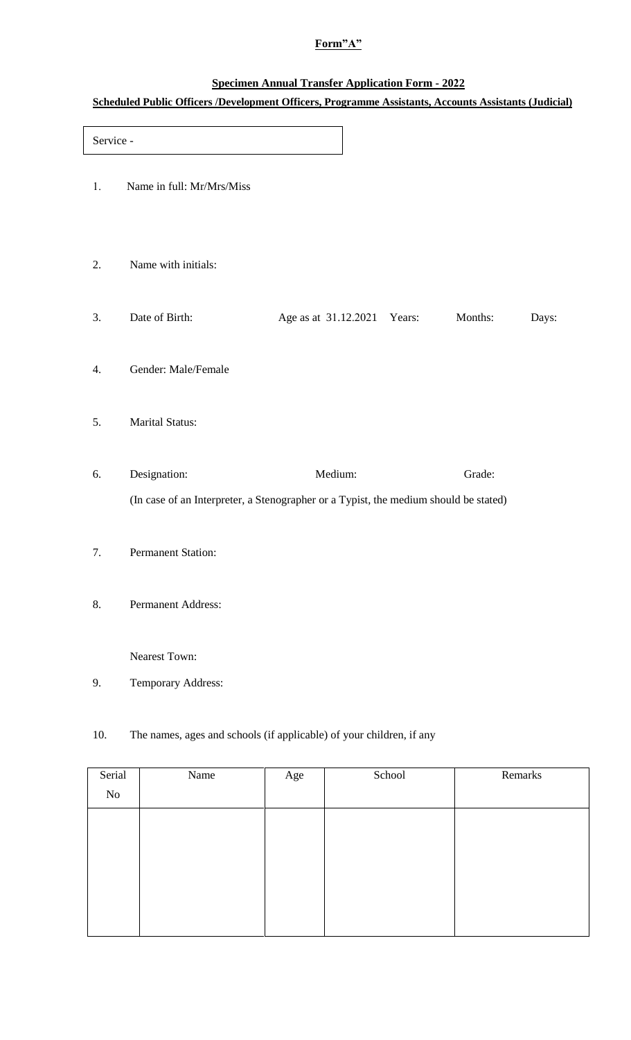**Form"A"**

**Specimen Annual Transfer Application Form - 2022**

**Scheduled Public Officers /Development Officers, Programme Assistants, Accounts Assistants (Judicial)**

Service -

1. Name in full: Mr/Mrs/Miss

2. Name with initials:

3. Date of Birth: Age as at 31.12.2021 Years: Months: Days:

4. Gender: Male/Female

5. Marital Status:

6. Designation: Medium: Grade:

   (In case of an Interpreter, a Stenographer or a Typist, the medium should be stated)

7. Permanent Station:

8. Permanent Address:

   Nearest Town:

9. Temporary Address:

10. The names, ages and schools (if applicable) of your children, if any

| Serial No | Name | Age | School | Remarks |
|---|---|---|---|---|
| | | | | |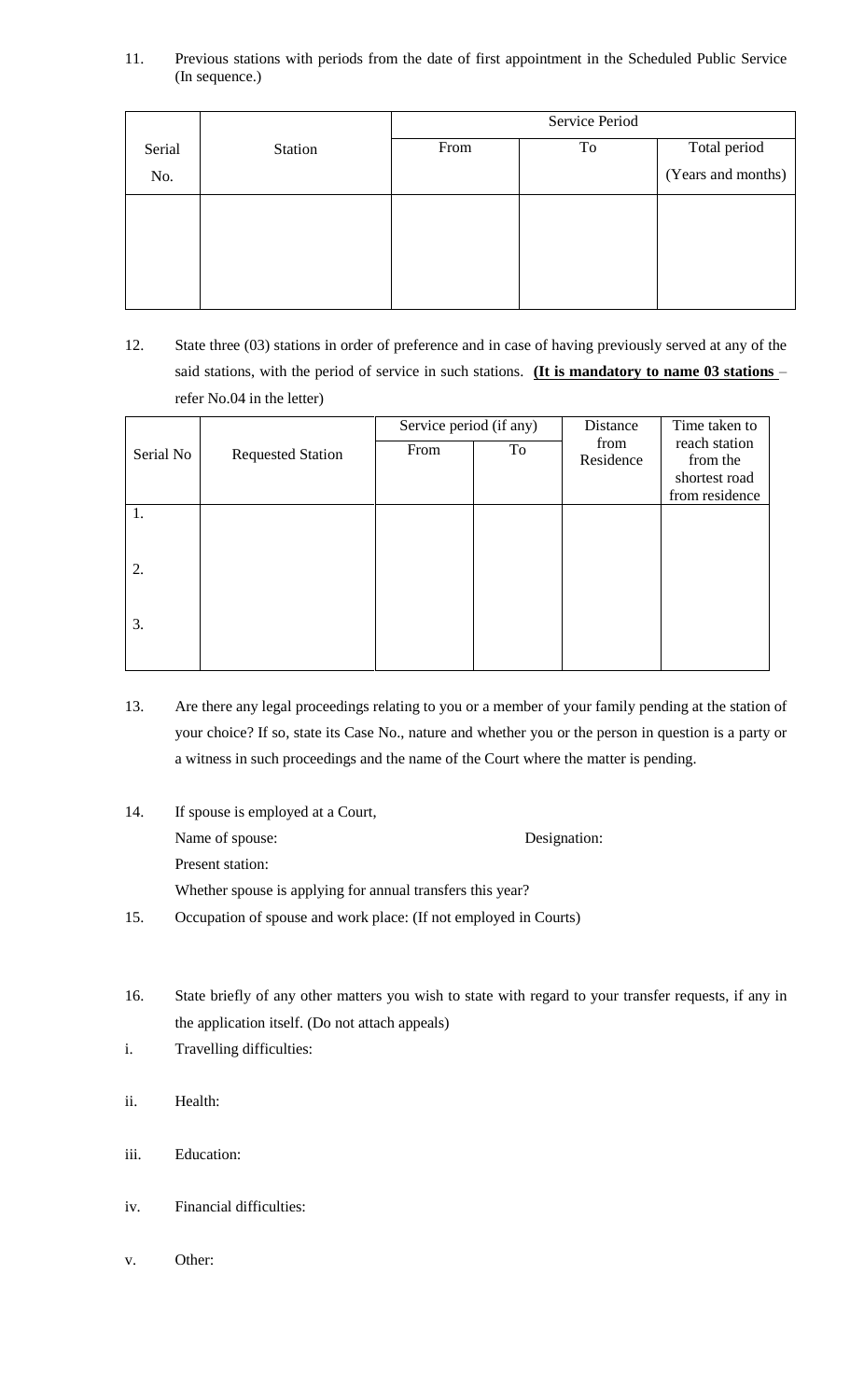11. Previous stations with periods from the date of first appointment in the Scheduled Public Service (In sequence.)

| Serial No. | Station | Service Period | | |
|---|---|---|---|---|
| | | From | To | Total period (Years and months) |
| | | | | |

12. State three (03) stations in order of preference and in case of having previously served at any of the said stations, with the period of service in such stations. **(It is mandatory to name 03 stations** – refer No.04 in the letter)

| Serial No | Requested Station | Service period (if any) | | Distance from Residence | Time taken to reach station from the shortest road from residence |
|---|---|---|---|---|---|
| | | From | To | | |
| 1. | | | | | |
| 2. | | | | | |
| 3. | | | | | |

13. Are there any legal proceedings relating to you or a member of your family pending at the station of your choice? If so, state its Case No., nature and whether you or the person in question is a party or a witness in such proceedings and the name of the Court where the matter is pending.

14. If spouse is employed at a Court,

    Name of spouse: Designation:

    Present station:

    Whether spouse is applying for annual transfers this year?

15. Occupation of spouse and work place: (If not employed in Courts)

16. State briefly of any other matters you wish to state with regard to your transfer requests, if any in the application itself. (Do not attach appeals)

i. Travelling difficulties:

ii. Health:

iii. Education:

iv. Financial difficulties:

v. Other: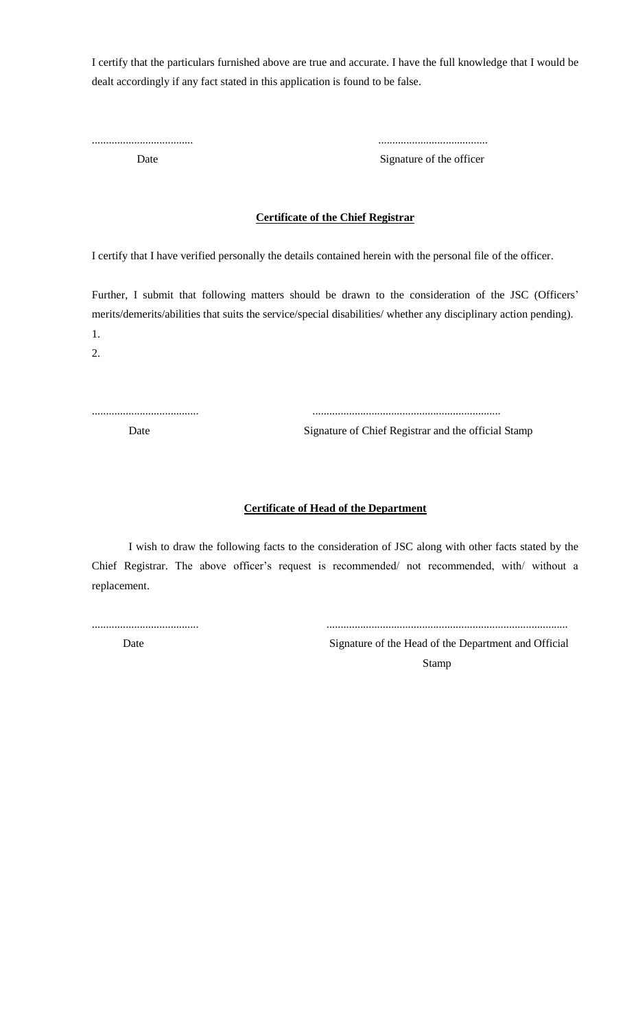I certify that the particulars furnished above are true and accurate. I have the full knowledge that I would be dealt accordingly if any fact stated in this application is found to be false.

| | |
|---|---|
| .................................... | ....................................... |
| Date | Signature of the officer |

### Certificate of the Chief Registrar

I certify that I have verified personally the details contained herein with the personal file of the officer.

Further, I submit that following matters should be drawn to the consideration of the JSC (Officers' merits/demerits/abilities that suits the service/special disabilities/ whether any disciplinary action pending).

1.
2.

| | |
|---|---|
| ...................................... | ................................................................... |
| Date | Signature of Chief Registrar and the official Stamp |

### Certificate of Head of the Department

I wish to draw the following facts to the consideration of JSC along with other facts stated by the Chief Registrar. The above officer's request is recommended/ not recommended, with/ without a replacement.

| | |
|---|---|
| ..................................... | ..................................................................................... |
| Date | Signature of the Head of the Department and Official Stamp |